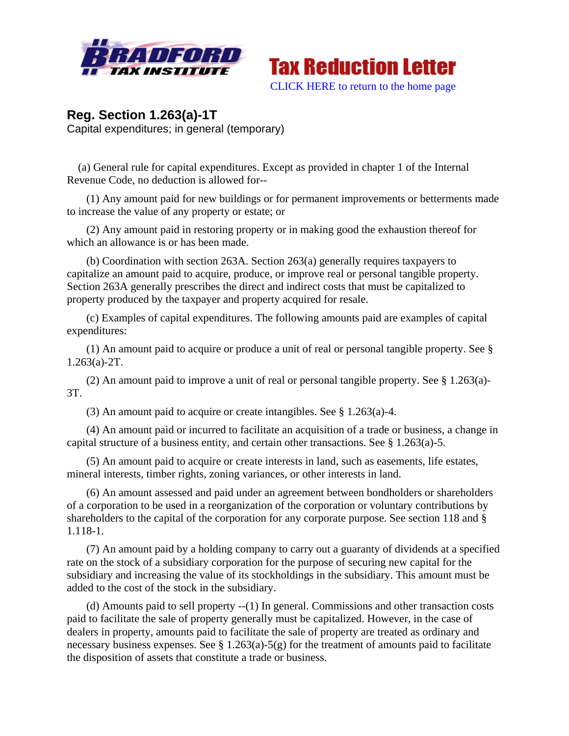Tax Reduction Letter

CLICK HERE to return to the home page

## Reg. Section 1.263(a)-1T

Capital expenditures; in general (temporary)

(a) General rule for capital expenditures. Except as provided in chapter 1 of the Internal Revenue Code, no deduction is allowed for--

(1) Any amount paid for new buildings or for permanent improvements or betterments made to increase the value of any property or estate; or

(2) Any amount paid in restoring property or in making good the exhaustion thereof for which an allowance is or has been made.

(b) Coordination with section 263A. Section 263(a) generally requires taxpayers to capitalize an amount paid to acquire, produce, or improve real or personal tangible property. Section 263A generally prescribes the direct and indirect costs that must be capitalized to property produced by the taxpayer and property acquired for resale.

(c) Examples of capital expenditures. The following amounts paid are examples of capital expenditures:

(1) An amount paid to acquire or produce a unit of real or personal tangible property. See § 1.263(a)-2T.

(2) An amount paid to improve a unit of real or personal tangible property. See § 1.263(a)-3T.

(3) An amount paid to acquire or create intangibles. See § 1.263(a)-4.

(4) An amount paid or incurred to facilitate an acquisition of a trade or business, a change in capital structure of a business entity, and certain other transactions. See § 1.263(a)-5.

(5) An amount paid to acquire or create interests in land, such as easements, life estates, mineral interests, timber rights, zoning variances, or other interests in land.

(6) An amount assessed and paid under an agreement between bondholders or shareholders of a corporation to be used in a reorganization of the corporation or voluntary contributions by shareholders to the capital of the corporation for any corporate purpose. See section 118 and § 1.118-1.

(7) An amount paid by a holding company to carry out a guaranty of dividends at a specified rate on the stock of a subsidiary corporation for the purpose of securing new capital for the subsidiary and increasing the value of its stockholdings in the subsidiary. This amount must be added to the cost of the stock in the subsidiary.

(d) Amounts paid to sell property --(1) In general. Commissions and other transaction costs paid to facilitate the sale of property generally must be capitalized. However, in the case of dealers in property, amounts paid to facilitate the sale of property are treated as ordinary and necessary business expenses. See § 1.263(a)-5(g) for the treatment of amounts paid to facilitate the disposition of assets that constitute a trade or business.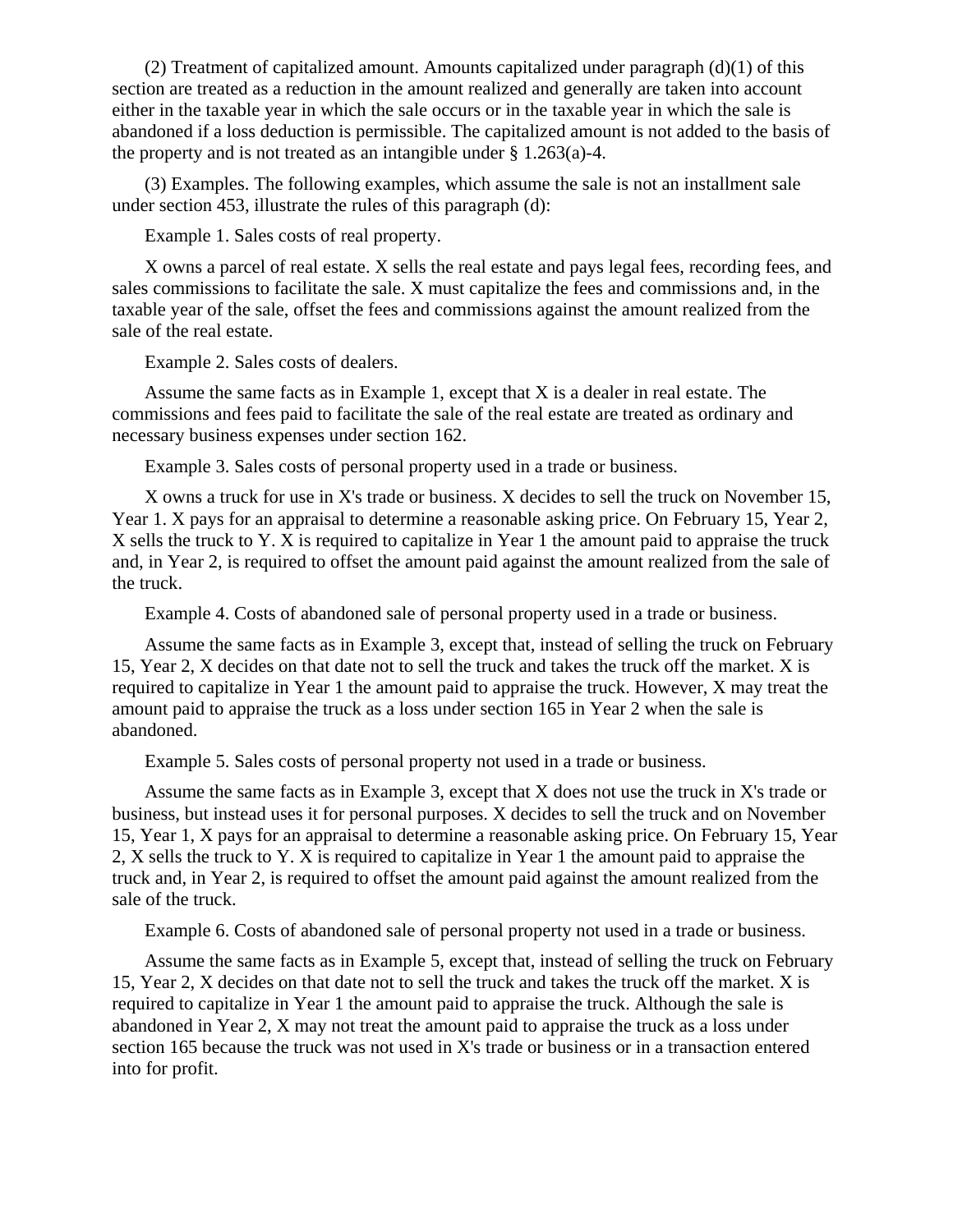(2) Treatment of capitalized amount. Amounts capitalized under paragraph (d)(1) of this section are treated as a reduction in the amount realized and generally are taken into account either in the taxable year in which the sale occurs or in the taxable year in which the sale is abandoned if a loss deduction is permissible. The capitalized amount is not added to the basis of the property and is not treated as an intangible under § 1.263(a)-4.

(3) Examples. The following examples, which assume the sale is not an installment sale under section 453, illustrate the rules of this paragraph (d):

Example 1. Sales costs of real property.

X owns a parcel of real estate. X sells the real estate and pays legal fees, recording fees, and sales commissions to facilitate the sale. X must capitalize the fees and commissions and, in the taxable year of the sale, offset the fees and commissions against the amount realized from the sale of the real estate.

Example 2. Sales costs of dealers.

Assume the same facts as in Example 1, except that X is a dealer in real estate. The commissions and fees paid to facilitate the sale of the real estate are treated as ordinary and necessary business expenses under section 162.

Example 3. Sales costs of personal property used in a trade or business.

X owns a truck for use in X's trade or business. X decides to sell the truck on November 15, Year 1. X pays for an appraisal to determine a reasonable asking price. On February 15, Year 2, X sells the truck to Y. X is required to capitalize in Year 1 the amount paid to appraise the truck and, in Year 2, is required to offset the amount paid against the amount realized from the sale of the truck.

Example 4. Costs of abandoned sale of personal property used in a trade or business.

Assume the same facts as in Example 3, except that, instead of selling the truck on February 15, Year 2, X decides on that date not to sell the truck and takes the truck off the market. X is required to capitalize in Year 1 the amount paid to appraise the truck. However, X may treat the amount paid to appraise the truck as a loss under section 165 in Year 2 when the sale is abandoned.

Example 5. Sales costs of personal property not used in a trade or business.

Assume the same facts as in Example 3, except that X does not use the truck in X's trade or business, but instead uses it for personal purposes. X decides to sell the truck and on November 15, Year 1, X pays for an appraisal to determine a reasonable asking price. On February 15, Year 2, X sells the truck to Y. X is required to capitalize in Year 1 the amount paid to appraise the truck and, in Year 2, is required to offset the amount paid against the amount realized from the sale of the truck.

Example 6. Costs of abandoned sale of personal property not used in a trade or business.

Assume the same facts as in Example 5, except that, instead of selling the truck on February 15, Year 2, X decides on that date not to sell the truck and takes the truck off the market. X is required to capitalize in Year 1 the amount paid to appraise the truck. Although the sale is abandoned in Year 2, X may not treat the amount paid to appraise the truck as a loss under section 165 because the truck was not used in X's trade or business or in a transaction entered into for profit.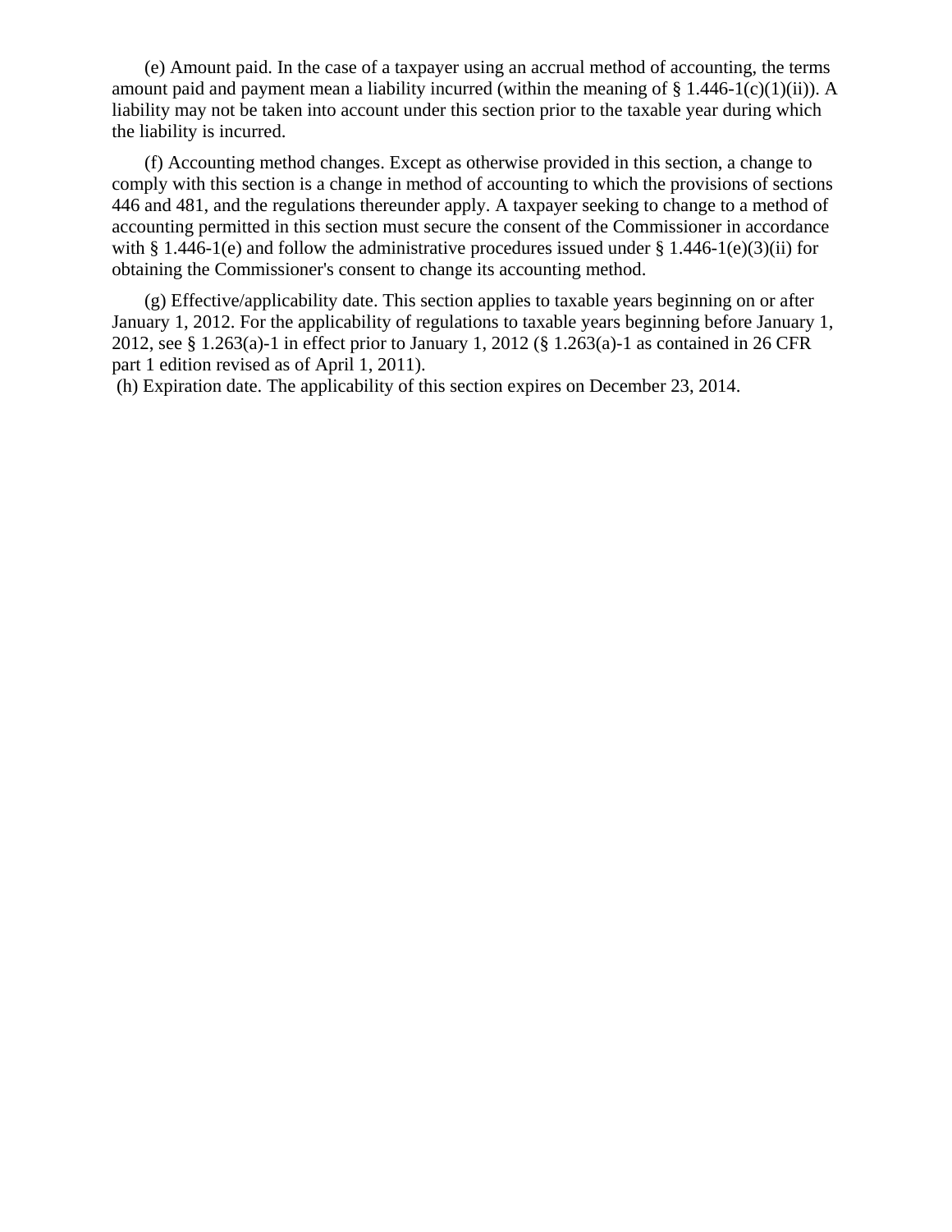(e) Amount paid. In the case of a taxpayer using an accrual method of accounting, the terms amount paid and payment mean a liability incurred (within the meaning of § 1.446-1(c)(1)(ii)). A liability may not be taken into account under this section prior to the taxable year during which the liability is incurred.

(f) Accounting method changes. Except as otherwise provided in this section, a change to comply with this section is a change in method of accounting to which the provisions of sections 446 and 481, and the regulations thereunder apply. A taxpayer seeking to change to a method of accounting permitted in this section must secure the consent of the Commissioner in accordance with § 1.446-1(e) and follow the administrative procedures issued under § 1.446-1(e)(3)(ii) for obtaining the Commissioner's consent to change its accounting method.

(g) Effective/applicability date. This section applies to taxable years beginning on or after January 1, 2012. For the applicability of regulations to taxable years beginning before January 1, 2012, see § 1.263(a)-1 in effect prior to January 1, 2012 (§ 1.263(a)-1 as contained in 26 CFR part 1 edition revised as of April 1, 2011).

(h) Expiration date. The applicability of this section expires on December 23, 2014.